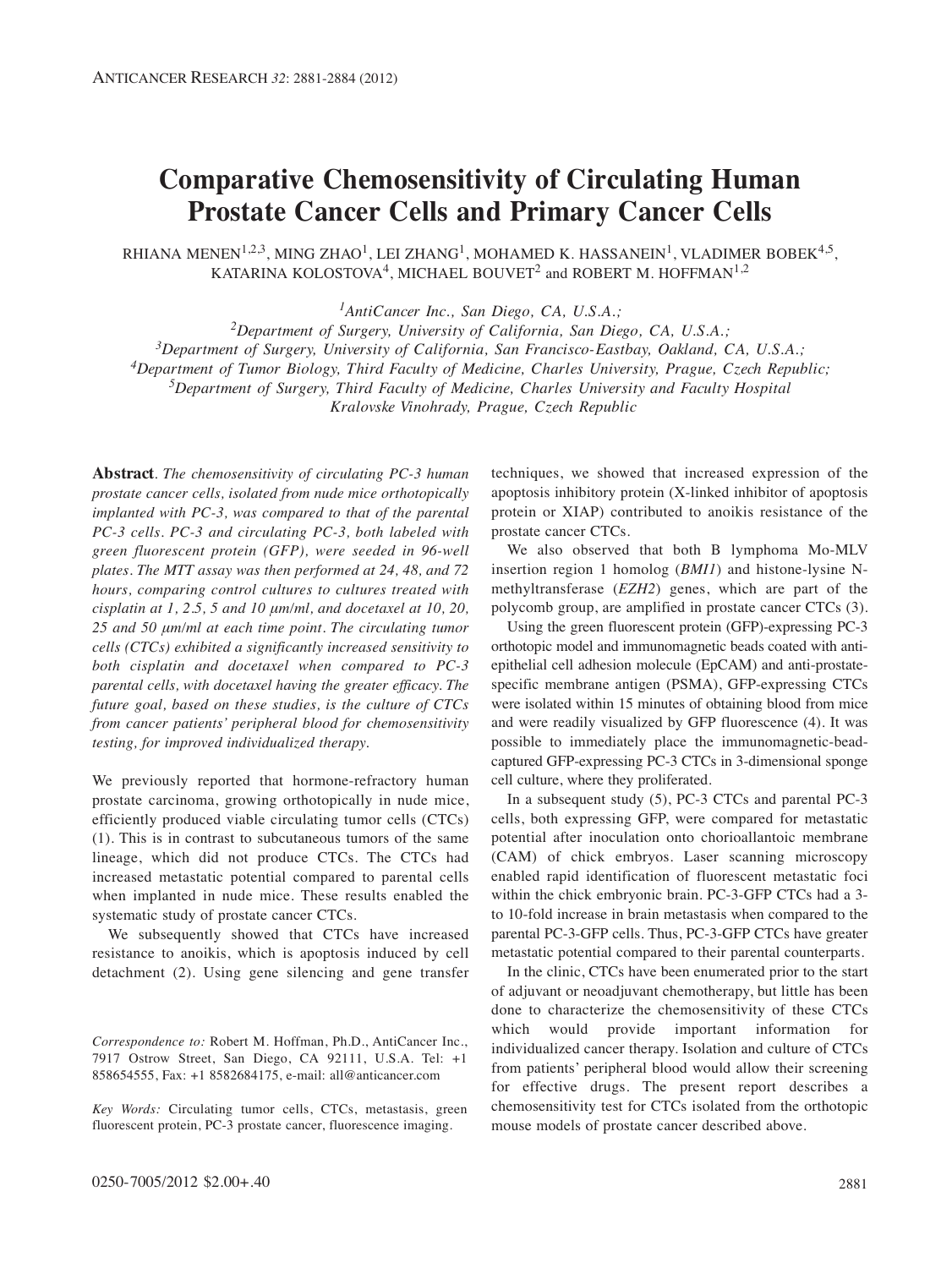# Comparative Chemosensitivity of Circulating Human Prostate Cancer Cells and Primary Cancer Cells

RHIANA MENEN[1,2,3], MING ZHAO[1], LEI ZHANG[1], MOHAMED K. HASSANEIN[1], VLADIMER BOBEK[4,5], KATARINA KOLOSTOVA[4], MICHAEL BOUVET[2] and ROBERT M. HOFFMAN[1,2]

[1]*AntiCancer Inc., San Diego, CA, U.S.A.;*
[2]*Department of Surgery, University of California, San Diego, CA, U.S.A.;*
[3]*Department of Surgery, University of California, San Francisco-Eastbay, Oakland, CA, U.S.A.;*
[4]*Department of Tumor Biology, Third Faculty of Medicine, Charles University, Prague, Czech Republic;*
[5]*Department of Surgery, Third Faculty of Medicine, Charles University and Faculty Hospital Kralovske Vinohrady, Prague, Czech Republic*

**Abstract**. *The chemosensitivity of circulating PC-3 human prostate cancer cells, isolated from nude mice orthotopically implanted with PC-3, was compared to that of the parental PC-3 cells. PC-3 and circulating PC-3, both labeled with green fluorescent protein (GFP), were seeded in 96-well plates. The MTT assay was then performed at 24, 48, and 72 hours, comparing control cultures to cultures treated with cisplatin at 1, 2.5, 5 and 10 μm/ml, and docetaxel at 10, 20, 25 and 50 μm/ml at each time point. The circulating tumor cells (CTCs) exhibited a significantly increased sensitivity to both cisplatin and docetaxel when compared to PC-3 parental cells, with docetaxel having the greater efficacy. The future goal, based on these studies, is the culture of CTCs from cancer patients' peripheral blood for chemosensitivity testing, for improved individualized therapy.*

We previously reported that hormone-refractory human prostate carcinoma, growing orthotopically in nude mice, efficiently produced viable circulating tumor cells (CTCs) (1). This is in contrast to subcutaneous tumors of the same lineage, which did not produce CTCs. The CTCs had increased metastatic potential compared to parental cells when implanted in nude mice. These results enabled the systematic study of prostate cancer CTCs.

We subsequently showed that CTCs have increased resistance to anoikis, which is apoptosis induced by cell detachment (2). Using gene silencing and gene transfer techniques, we showed that increased expression of the apoptosis inhibitory protein (X-linked inhibitor of apoptosis protein or XIAP) contributed to anoikis resistance of the prostate cancer CTCs.

We also observed that both B lymphoma Mo-MLV insertion region 1 homolog (*BMI1*) and histone-lysine N-methyltransferase (*EZH2*) genes, which are part of the polycomb group, are amplified in prostate cancer CTCs (3).

Using the green fluorescent protein (GFP)-expressing PC-3 orthotopic model and immunomagnetic beads coated with anti-epithelial cell adhesion molecule (EpCAM) and anti-prostate-specific membrane antigen (PSMA), GFP-expressing CTCs were isolated within 15 minutes of obtaining blood from mice and were readily visualized by GFP fluorescence (4). It was possible to immediately place the immunomagnetic-bead-captured GFP-expressing PC-3 CTCs in 3-dimensional sponge cell culture, where they proliferated.

In a subsequent study (5), PC-3 CTCs and parental PC-3 cells, both expressing GFP, were compared for metastatic potential after inoculation onto chorioallantoic membrane (CAM) of chick embryos. Laser scanning microscopy enabled rapid identification of fluorescent metastatic foci within the chick embryonic brain. PC-3-GFP CTCs had a 3- to 10-fold increase in brain metastasis when compared to the parental PC-3-GFP cells. Thus, PC-3-GFP CTCs have greater metastatic potential compared to their parental counterparts.

In the clinic, CTCs have been enumerated prior to the start of adjuvant or neoadjuvant chemotherapy, but little has been done to characterize the chemosensitivity of these CTCs which would provide important information for individualized cancer therapy. Isolation and culture of CTCs from patients' peripheral blood would allow their screening for effective drugs. The present report describes a chemosensitivity test for CTCs isolated from the orthotopic mouse models of prostate cancer described above.

*Correspondence to:* Robert M. Hoffman, Ph.D., AntiCancer Inc., 7917 Ostrow Street, San Diego, CA 92111, U.S.A. Tel: +1 858654555, Fax: +1 8582684175, e-mail: all@anticancer.com

*Key Words:* Circulating tumor cells, CTCs, metastasis, green fluorescent protein, PC-3 prostate cancer, fluorescence imaging.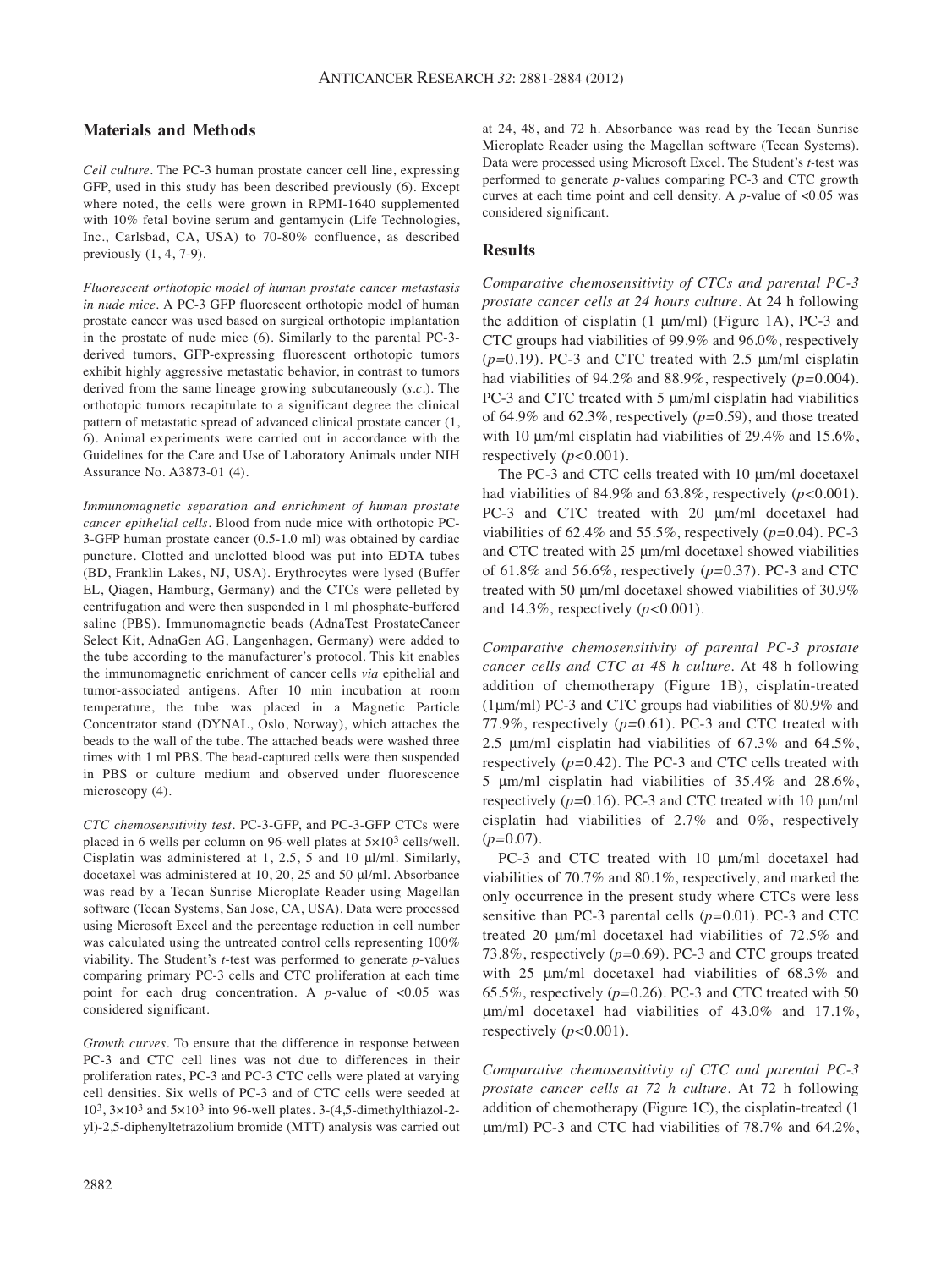## Materials and Methods

*Cell culture.* The PC-3 human prostate cancer cell line, expressing GFP, used in this study has been described previously (6). Except where noted, the cells were grown in RPMI-1640 supplemented with 10% fetal bovine serum and gentamycin (Life Technologies, Inc., Carlsbad, CA, USA) to 70-80% confluence, as described previously (1, 4, 7-9).

*Fluorescent orthotopic model of human prostate cancer metastasis in nude mice.* A PC-3 GFP fluorescent orthotopic model of human prostate cancer was used based on surgical orthotopic implantation in the prostate of nude mice (6). Similarly to the parental PC-3-derived tumors, GFP-expressing fluorescent orthotopic tumors exhibit highly aggressive metastatic behavior, in contrast to tumors derived from the same lineage growing subcutaneously (*s.c.*). The orthotopic tumors recapitulate to a significant degree the clinical pattern of metastatic spread of advanced clinical prostate cancer (1, 6). Animal experiments were carried out in accordance with the Guidelines for the Care and Use of Laboratory Animals under NIH Assurance No. A3873-01 (4).

*Immunomagnetic separation and enrichment of human prostate cancer epithelial cells.* Blood from nude mice with orthotopic PC-3-GFP human prostate cancer (0.5-1.0 ml) was obtained by cardiac puncture. Clotted and unclotted blood was put into EDTA tubes (BD, Franklin Lakes, NJ, USA). Erythrocytes were lysed (Buffer EL, Qiagen, Hamburg, Germany) and the CTCs were pelleted by centrifugation and were then suspended in 1 ml phosphate-buffered saline (PBS). Immunomagnetic beads (AdnaTest ProstateCancer Select Kit, AdnaGen AG, Langenhagen, Germany) were added to the tube according to the manufacturer's protocol. This kit enables the immunomagnetic enrichment of cancer cells *via* epithelial and tumor-associated antigens. After 10 min incubation at room temperature, the tube was placed in a Magnetic Particle Concentrator stand (DYNAL, Oslo, Norway), which attaches the beads to the wall of the tube. The attached beads were washed three times with 1 ml PBS. The bead-captured cells were then suspended in PBS or culture medium and observed under fluorescence microscopy (4).

*CTC chemosensitivity test.* PC-3-GFP, and PC-3-GFP CTCs were placed in 6 wells per column on 96-well plates at $5 \times 10^3$ cells/well. Cisplatin was administered at 1, 2.5, 5 and 10 µl/ml. Similarly, docetaxel was administered at 10, 20, 25 and 50 µl/ml. Absorbance was read by a Tecan Sunrise Microplate Reader using Magellan software (Tecan Systems, San Jose, CA, USA). Data were processed using Microsoft Excel and the percentage reduction in cell number was calculated using the untreated control cells representing 100% viability. The Student's *t*-test was performed to generate *p*-values comparing primary PC-3 cells and CTC proliferation at each time point for each drug concentration. A *p*-value of $<0.05$ was considered significant.

*Growth curves.* To ensure that the difference in response between PC-3 and CTC cell lines was not due to differences in their proliferation rates, PC-3 and PC-3 CTC cells were plated at varying cell densities. Six wells of PC-3 and of CTC cells were seeded at $10^3$, $3 \times 10^3$ and $5 \times 10^3$ into 96-well plates. 3-(4,5-dimethylthiazol-2-yl)-2,5-diphenyltetrazolium bromide (MTT) analysis was carried out at 24, 48, and 72 h. Absorbance was read by the Tecan Sunrise Microplate Reader using the Magellan software (Tecan Systems). Data were processed using Microsoft Excel. The Student's *t*-test was performed to generate *p*-values comparing PC-3 and CTC growth curves at each time point and cell density. A *p*-value of $<0.05$ was considered significant.

## Results

*Comparative chemosensitivity of CTCs and parental PC-3 prostate cancer cells at 24 hours culture.* At 24 h following the addition of cisplatin (1 µm/ml) (Figure 1A), PC-3 and CTC groups had viabilities of 99.9% and 96.0%, respectively ($p=0.19$). PC-3 and CTC treated with 2.5 µm/ml cisplatin had viabilities of 94.2% and 88.9%, respectively ($p=0.004$). PC-3 and CTC treated with 5 µm/ml cisplatin had viabilities of 64.9% and 62.3%, respectively ($p=0.59$), and those treated with 10 µm/ml cisplatin had viabilities of 29.4% and 15.6%, respectively ($p<0.001$).

The PC-3 and CTC cells treated with 10 µm/ml docetaxel had viabilities of 84.9% and 63.8%, respectively ($p<0.001$). PC-3 and CTC treated with 20 µm/ml docetaxel had viabilities of 62.4% and 55.5%, respectively ($p=0.04$). PC-3 and CTC treated with 25 µm/ml docetaxel showed viabilities of 61.8% and 56.6%, respectively ($p=0.37$). PC-3 and CTC treated with 50 µm/ml docetaxel showed viabilities of 30.9% and 14.3%, respectively ($p<0.001$).

*Comparative chemosensitivity of parental PC-3 prostate cancer cells and CTC at 48 h culture.* At 48 h following addition of chemotherapy (Figure 1B), cisplatin-treated (1µm/ml) PC-3 and CTC groups had viabilities of 80.9% and 77.9%, respectively ($p=0.61$). PC-3 and CTC treated with 2.5 µm/ml cisplatin had viabilities of 67.3% and 64.5%, respectively ($p=0.42$). The PC-3 and CTC cells treated with 5 µm/ml cisplatin had viabilities of 35.4% and 28.6%, respectively ($p=0.16$). PC-3 and CTC treated with 10 µm/ml cisplatin had viabilities of 2.7% and 0%, respectively ($p=0.07$).

PC-3 and CTC treated with 10 µm/ml docetaxel had viabilities of 70.7% and 80.1%, respectively, and marked the only occurrence in the present study where CTCs were less sensitive than PC-3 parental cells ($p=0.01$). PC-3 and CTC treated 20 µm/ml docetaxel had viabilities of 72.5% and 73.8%, respectively ($p=0.69$). PC-3 and CTC groups treated with 25 µm/ml docetaxel had viabilities of 68.3% and 65.5%, respectively ($p=0.26$). PC-3 and CTC treated with 50 µm/ml docetaxel had viabilities of 43.0% and 17.1%, respectively ($p<0.001$).

*Comparative chemosensitivity of CTC and parental PC-3 prostate cancer cells at 72 h culture.* At 72 h following addition of chemotherapy (Figure 1C), the cisplatin-treated (1 µm/ml) PC-3 and CTC had viabilities of 78.7% and 64.2%,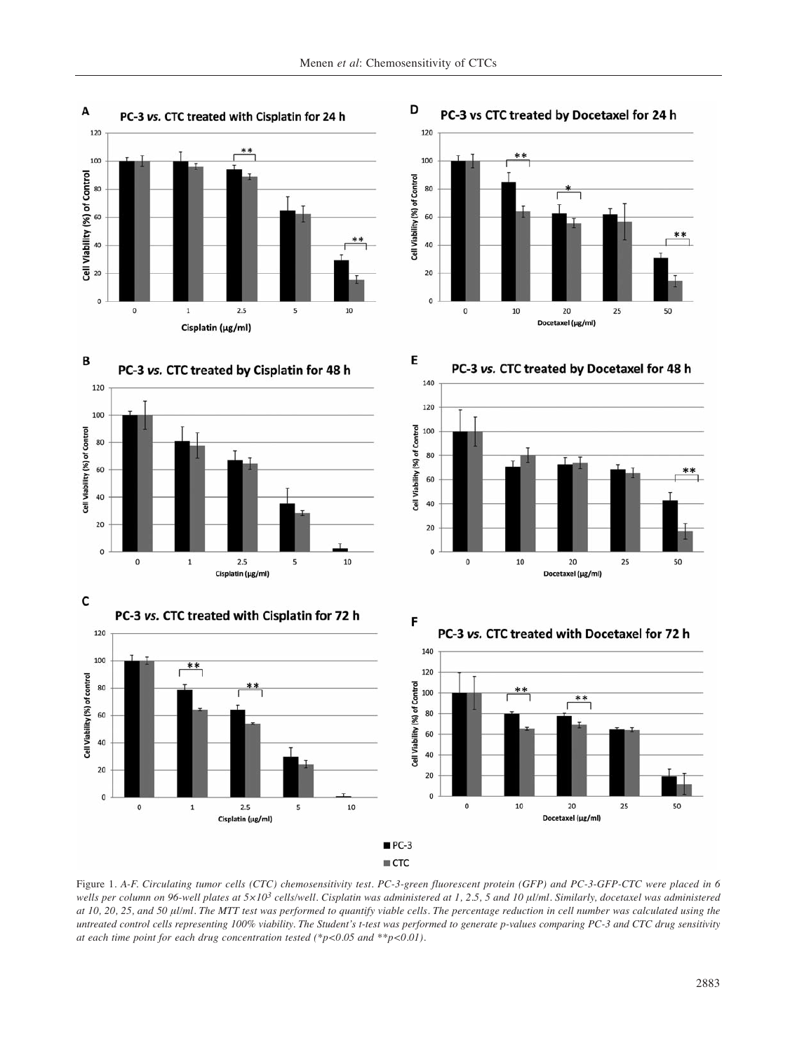Figure 1. *A-F. Circulating tumor cells (CTC) chemosensitivity test. PC-3-green fluorescent protein (GFP) and PC-3-GFP-CTC were placed in 6 wells per column on 96-well plates at $5 \times 10^3$ cells/well. Cisplatin was administered at 1, 2.5, 5 and 10 μl/ml. Similarly, docetaxel was administered at 10, 20, 25, and 50 μl/ml. The MTT test was performed to quantify viable cells. The percentage reduction in cell number was calculated using the untreated control cells representing 100% viability. The Student's t-test was performed to generate p-values comparing PC-3 and CTC drug sensitivity at each time point for each drug concentration tested (\*p<0.05 and \*\*p<0.01).*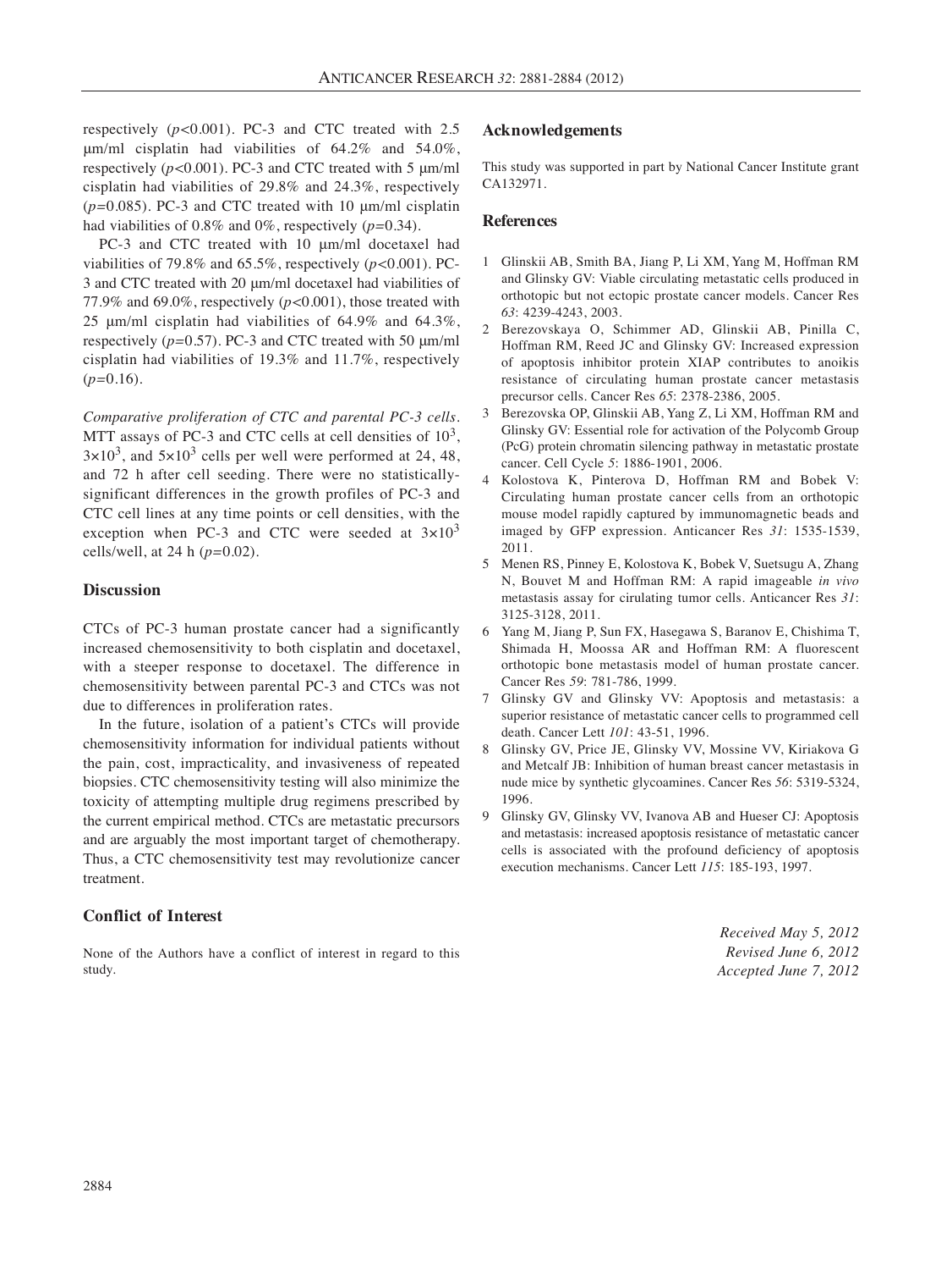respectively ($p$<0.001). PC-3 and CTC treated with 2.5 μm/ml cisplatin had viabilities of 64.2% and 54.0%, respectively ($p$<0.001). PC-3 and CTC treated with 5 μm/ml cisplatin had viabilities of 29.8% and 24.3%, respectively ($p$=0.085). PC-3 and CTC treated with 10 μm/ml cisplatin had viabilities of 0.8% and 0%, respectively ($p$=0.34).

PC-3 and CTC treated with 10 μm/ml docetaxel had viabilities of 79.8% and 65.5%, respectively ($p$<0.001). PC-3 and CTC treated with 20 μm/ml docetaxel had viabilities of 77.9% and 69.0%, respectively ($p$<0.001), those treated with 25 μm/ml cisplatin had viabilities of 64.9% and 64.3%, respectively ($p$=0.57). PC-3 and CTC treated with 50 μm/ml cisplatin had viabilities of 19.3% and 11.7%, respectively ($p$=0.16).

*Comparative proliferation of CTC and parental PC-3 cells.* MTT assays of PC-3 and CTC cells at cell densities of $10^3$, $3\times10^3$, and $5\times10^3$ cells per well were performed at 24, 48, and 72 h after cell seeding. There were no statistically-significant differences in the growth profiles of PC-3 and CTC cell lines at any time points or cell densities, with the exception when PC-3 and CTC were seeded at $3\times10^3$ cells/well, at 24 h ($p$=0.02).

## Discussion

CTCs of PC-3 human prostate cancer had a significantly increased chemosensitivity to both cisplatin and docetaxel, with a steeper response to docetaxel. The difference in chemosensitivity between parental PC-3 and CTCs was not due to differences in proliferation rates.

In the future, isolation of a patient's CTCs will provide chemosensitivity information for individual patients without the pain, cost, impracticality, and invasiveness of repeated biopsies. CTC chemosensitivity testing will also minimize the toxicity of attempting multiple drug regimens prescribed by the current empirical method. CTCs are metastatic precursors and are arguably the most important target of chemotherapy. Thus, a CTC chemosensitivity test may revolutionize cancer treatment.

## Conflict of Interest

None of the Authors have a conflict of interest in regard to this study.

## Acknowledgements

This study was supported in part by National Cancer Institute grant CA132971.

## References

1. Glinskii AB, Smith BA, Jiang P, Li XM, Yang M, Hoffman RM and Glinsky GV: Viable circulating metastatic cells produced in orthotopic but not ectopic prostate cancer models. Cancer Res *63*: 4239-4243, 2003.
2. Berezovskaya O, Schimmer AD, Glinskii AB, Pinilla C, Hoffman RM, Reed JC and Glinsky GV: Increased expression of apoptosis inhibitor protein XIAP contributes to anoikis resistance of circulating human prostate cancer metastasis precursor cells. Cancer Res *65*: 2378-2386, 2005.
3. Berezovska OP, Glinskii AB, Yang Z, Li XM, Hoffman RM and Glinsky GV: Essential role for activation of the Polycomb Group (PcG) protein chromatin silencing pathway in metastatic prostate cancer. Cell Cycle *5*: 1886-1901, 2006.
4. Kolostova K, Pinterova D, Hoffman RM and Bobek V: Circulating human prostate cancer cells from an orthotopic mouse model rapidly captured by immunomagnetic beads and imaged by GFP expression. Anticancer Res *31*: 1535-1539, 2011.
5. Menen RS, Pinney E, Kolostova K, Bobek V, Suetsugu A, Zhang N, Bouvet M and Hoffman RM: A rapid imageable *in vivo* metastasis assay for cirulating tumor cells. Anticancer Res *31*: 3125-3128, 2011.
6. Yang M, Jiang P, Sun FX, Hasegawa S, Baranov E, Chishima T, Shimada H, Moossa AR and Hoffman RM: A fluorescent orthotopic bone metastasis model of human prostate cancer. Cancer Res *59*: 781-786, 1999.
7. Glinsky GV and Glinsky VV: Apoptosis and metastasis: a superior resistance of metastatic cancer cells to programmed cell death. Cancer Lett *101*: 43-51, 1996.
8. Glinsky GV, Price JE, Glinsky VV, Mossine VV, Kiriakova G and Metcalf JB: Inhibition of human breast cancer metastasis in nude mice by synthetic glycoamines. Cancer Res *56*: 5319-5324, 1996.
9. Glinsky GV, Glinsky VV, Ivanova AB and Hueser CJ: Apoptosis and metastasis: increased apoptosis resistance of metastatic cancer cells is associated with the profound deficiency of apoptosis execution mechanisms. Cancer Lett *115*: 185-193, 1997.

*Received May 5, 2012*
*Revised June 6, 2012*
*Accepted June 7, 2012*